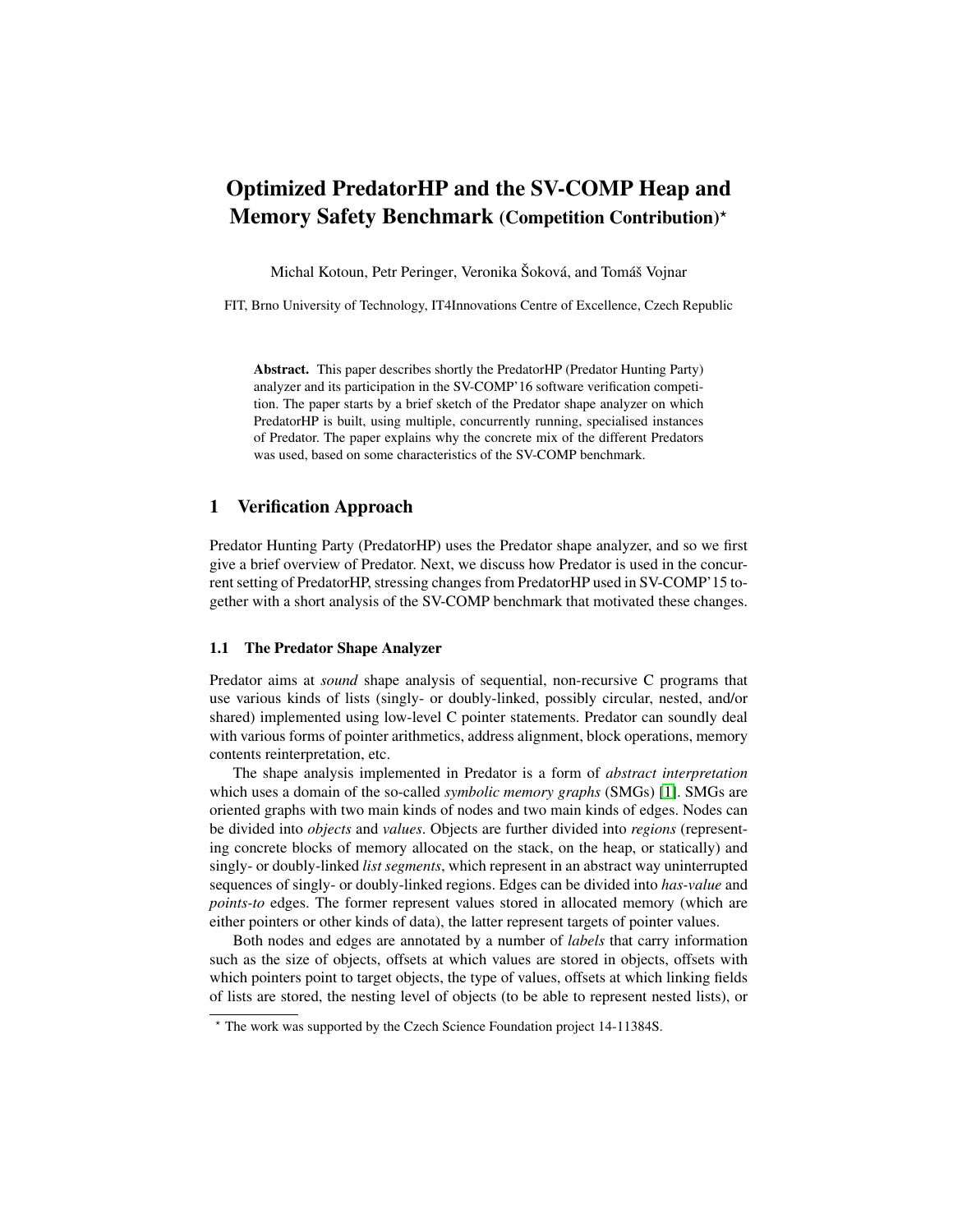# Optimized PredatorHP and the SV-COMP Heap and Memory Safety Benchmark (Competition Contribution)*

Michal Kotoun, Petr Peringer, Veronika Šoková, and Tomáš Vojnar

FIT, Brno University of Technology, IT4Innovations Centre of Excellence, Czech Republic

**Abstract.** This paper describes shortly the PredatorHP (Predator Hunting Party) analyzer and its participation in the SV-COMP'16 software verification competition. The paper starts by a brief sketch of the Predator shape analyzer on which PredatorHP is built, using multiple, concurrently running, specialised instances of Predator. The paper explains why the concrete mix of the different Predators was used, based on some characteristics of the SV-COMP benchmark.

## 1 Verification Approach

Predator Hunting Party (PredatorHP) uses the Predator shape analyzer, and so we first give a brief overview of Predator. Next, we discuss how Predator is used in the concurrent setting of PredatorHP, stressing changes from PredatorHP used in SV-COMP'15 together with a short analysis of the SV-COMP benchmark that motivated these changes.

### 1.1 The Predator Shape Analyzer

Predator aims at *sound* shape analysis of sequential, non-recursive C programs that use various kinds of lists (singly- or doubly-linked, possibly circular, nested, and/or shared) implemented using low-level C pointer statements. Predator can soundly deal with various forms of pointer arithmetics, address alignment, block operations, memory contents reinterpretation, etc.

The shape analysis implemented in Predator is a form of *abstract interpretation* which uses a domain of the so-called *symbolic memory graphs* (SMGs) [1]. SMGs are oriented graphs with two main kinds of nodes and two main kinds of edges. Nodes can be divided into *objects* and *values*. Objects are further divided into *regions* (representing concrete blocks of memory allocated on the stack, on the heap, or statically) and singly- or doubly-linked *list segments*, which represent in an abstract way uninterrupted sequences of singly- or doubly-linked regions. Edges can be divided into *has-value* and *points-to* edges. The former represent values stored in allocated memory (which are either pointers or other kinds of data), the latter represent targets of pointer values.

Both nodes and edges are annotated by a number of *labels* that carry information such as the size of objects, offsets at which values are stored in objects, offsets with which pointers point to target objects, the type of values, offsets at which linking fields of lists are stored, the nesting level of objects (to be able to represent nested lists), or

---

* The work was supported by the Czech Science Foundation project 14-11384S.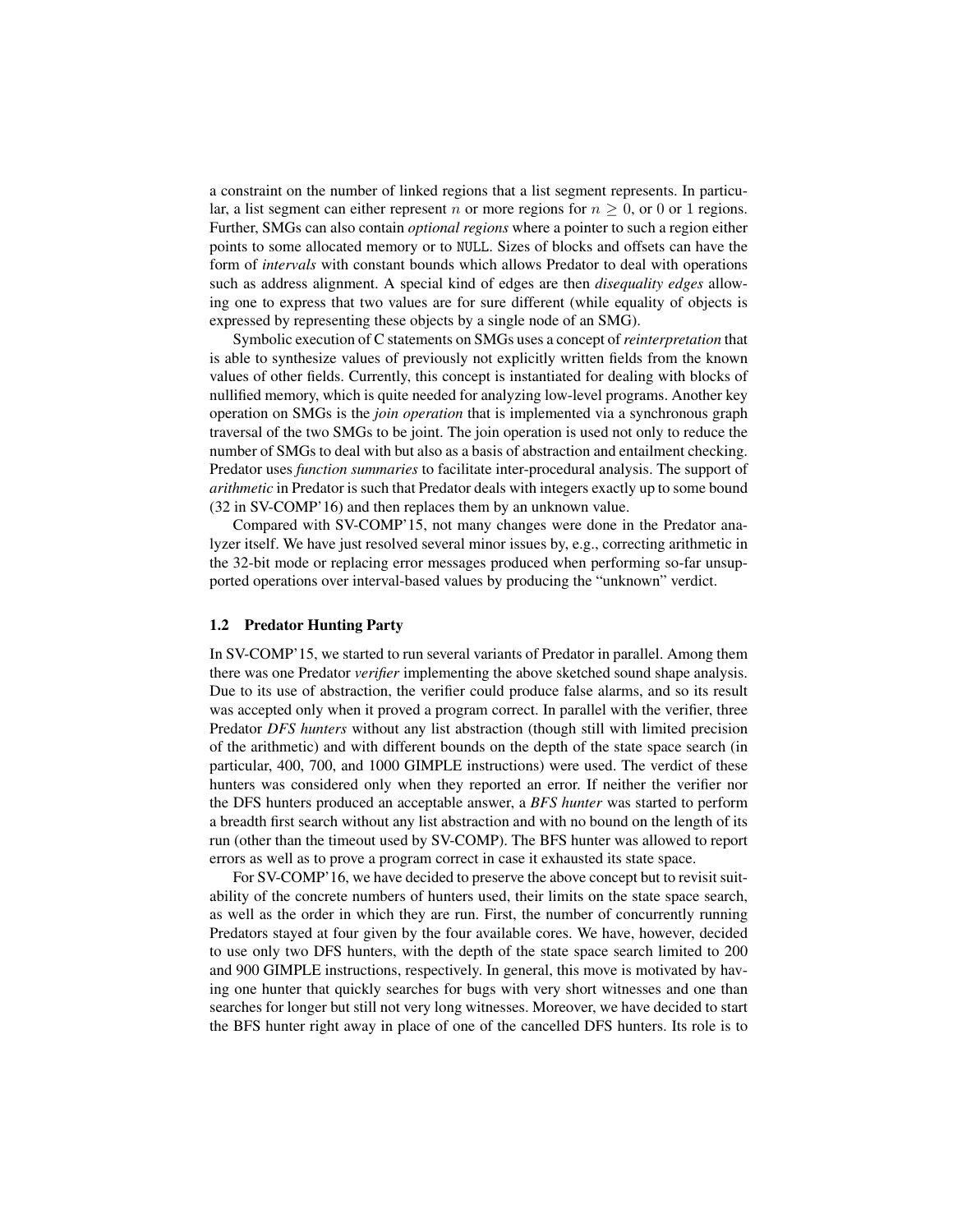a constraint on the number of linked regions that a list segment represents. In particular, a list segment can either represent $n$ or more regions for $n \geq 0$, or 0 or 1 regions. Further, SMGs can also contain *optional regions* where a pointer to such a region either points to some allocated memory or to NULL. Sizes of blocks and offsets can have the form of *intervals* with constant bounds which allows Predator to deal with operations such as address alignment. A special kind of edges are then *disequality edges* allowing one to express that two values are for sure different (while equality of objects is expressed by representing these objects by a single node of an SMG).

Symbolic execution of C statements on SMGs uses a concept of *reinterpretation* that is able to synthesize values of previously not explicitly written fields from the known values of other fields. Currently, this concept is instantiated for dealing with blocks of nullified memory, which is quite needed for analyzing low-level programs. Another key operation on SMGs is the *join operation* that is implemented via a synchronous graph traversal of the two SMGs to be joint. The join operation is used not only to reduce the number of SMGs to deal with but also as a basis of abstraction and entailment checking. Predator uses *function summaries* to facilitate inter-procedural analysis. The support of *arithmetic* in Predator is such that Predator deals with integers exactly up to some bound (32 in SV-COMP'16) and then replaces them by an unknown value.

Compared with SV-COMP'15, not many changes were done in the Predator analyzer itself. We have just resolved several minor issues by, e.g., correcting arithmetic in the 32-bit mode or replacing error messages produced when performing so-far unsupported operations over interval-based values by producing the "unknown" verdict.

### 1.2 Predator Hunting Party

In SV-COMP'15, we started to run several variants of Predator in parallel. Among them there was one Predator *verifier* implementing the above sketched sound shape analysis. Due to its use of abstraction, the verifier could produce false alarms, and so its result was accepted only when it proved a program correct. In parallel with the verifier, three Predator *DFS hunters* without any list abstraction (though still with limited precision of the arithmetic) and with different bounds on the depth of the state space search (in particular, 400, 700, and 1000 GIMPLE instructions) were used. The verdict of these hunters was considered only when they reported an error. If neither the verifier nor the DFS hunters produced an acceptable answer, a *BFS hunter* was started to perform a breadth first search without any list abstraction and with no bound on the length of its run (other than the timeout used by SV-COMP). The BFS hunter was allowed to report errors as well as to prove a program correct in case it exhausted its state space.

For SV-COMP'16, we have decided to preserve the above concept but to revisit suitability of the concrete numbers of hunters used, their limits on the state space search, as well as the order in which they are run. First, the number of concurrently running Predators stayed at four given by the four available cores. We have, however, decided to use only two DFS hunters, with the depth of the state space search limited to 200 and 900 GIMPLE instructions, respectively. In general, this move is motivated by having one hunter that quickly searches for bugs with very short witnesses and one than searches for longer but still not very long witnesses. Moreover, we have decided to start the BFS hunter right away in place of one of the cancelled DFS hunters. Its role is to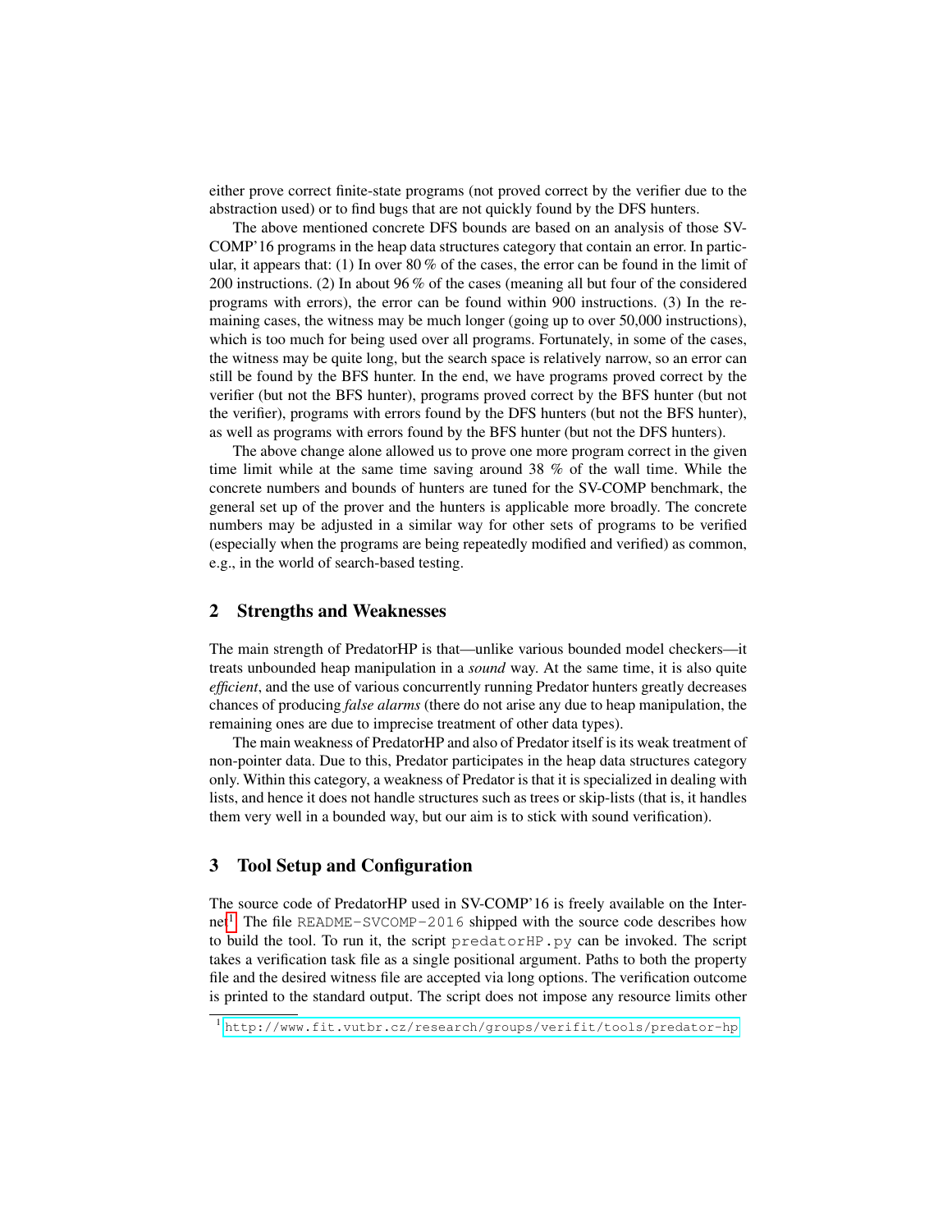either prove correct finite-state programs (not proved correct by the verifier due to the abstraction used) or to find bugs that are not quickly found by the DFS hunters.

The above mentioned concrete DFS bounds are based on an analysis of those SV-COMP'16 programs in the heap data structures category that contain an error. In particular, it appears that: (1) In over 80 % of the cases, the error can be found in the limit of 200 instructions. (2) In about 96 % of the cases (meaning all but four of the considered programs with errors), the error can be found within 900 instructions. (3) In the remaining cases, the witness may be much longer (going up to over 50,000 instructions), which is too much for being used over all programs. Fortunately, in some of the cases, the witness may be quite long, but the search space is relatively narrow, so an error can still be found by the BFS hunter. In the end, we have programs proved correct by the verifier (but not the BFS hunter), programs proved correct by the BFS hunter (but not the verifier), programs with errors found by the DFS hunters (but not the BFS hunter), as well as programs with errors found by the BFS hunter (but not the DFS hunters).

The above change alone allowed us to prove one more program correct in the given time limit while at the same time saving around 38 % of the wall time. While the concrete numbers and bounds of hunters are tuned for the SV-COMP benchmark, the general set up of the prover and the hunters is applicable more broadly. The concrete numbers may be adjusted in a similar way for other sets of programs to be verified (especially when the programs are being repeatedly modified and verified) as common, e.g., in the world of search-based testing.

## 2 Strengths and Weaknesses

The main strength of PredatorHP is that—unlike various bounded model checkers—it treats unbounded heap manipulation in a *sound* way. At the same time, it is also quite *efficient*, and the use of various concurrently running Predator hunters greatly decreases chances of producing *false alarms* (there do not arise any due to heap manipulation, the remaining ones are due to imprecise treatment of other data types).

The main weakness of PredatorHP and also of Predator itself is its weak treatment of non-pointer data. Due to this, Predator participates in the heap data structures category only. Within this category, a weakness of Predator is that it is specialized in dealing with lists, and hence it does not handle structures such as trees or skip-lists (that is, it handles them very well in a bounded way, but our aim is to stick with sound verification).

## 3 Tool Setup and Configuration

The source code of PredatorHP used in SV-COMP'16 is freely available on the Internet[1]. The file `README-SVCOMP-2016` shipped with the source code describes how to build the tool. To run it, the script `predatorHP.py` can be invoked. The script takes a verification task file as a single positional argument. Paths to both the property file and the desired witness file are accepted via long options. The verification outcome is printed to the standard output. The script does not impose any resource limits other

[1] http://www.fit.vutbr.cz/research/groups/verifit/tools/predator-hp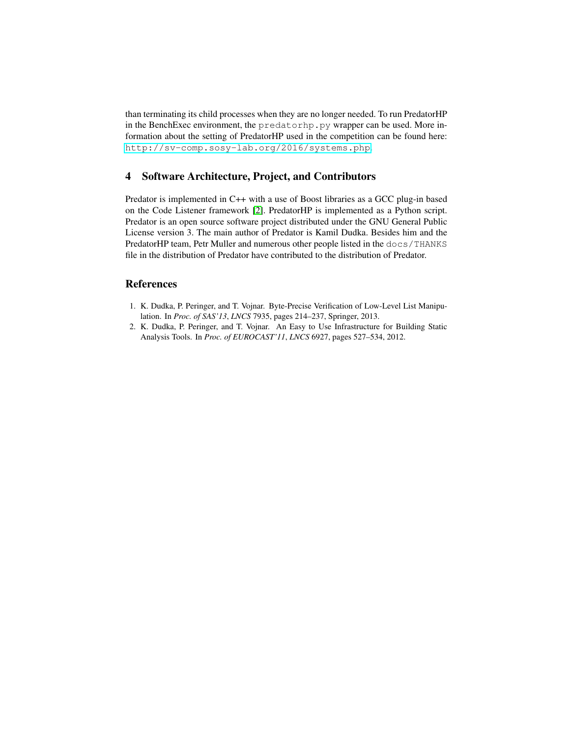than terminating its child processes when they are no longer needed. To run PredatorHP in the BenchExec environment, the `predatorhp.py` wrapper can be used. More information about the setting of PredatorHP used in the competition can be found here: http://sv-comp.sosy-lab.org/2016/systems.php.

## 4 Software Architecture, Project, and Contributors

Predator is implemented in C++ with a use of Boost libraries as a GCC plug-in based on the Code Listener framework [2]. PredatorHP is implemented as a Python script. Predator is an open source software project distributed under the GNU General Public License version 3. The main author of Predator is Kamil Dudka. Besides him and the PredatorHP team, Petr Muller and numerous other people listed in the `docs/THANKS` file in the distribution of Predator have contributed to the distribution of Predator.

## References

1. K. Dudka, P. Peringer, and T. Vojnar. Byte-Precise Verification of Low-Level List Manipulation. In *Proc. of SAS'13*, *LNCS* 7935, pages 214–237, Springer, 2013.
2. K. Dudka, P. Peringer, and T. Vojnar. An Easy to Use Infrastructure for Building Static Analysis Tools. In *Proc. of EUROCAST'11*, *LNCS* 6927, pages 527–534, 2012.